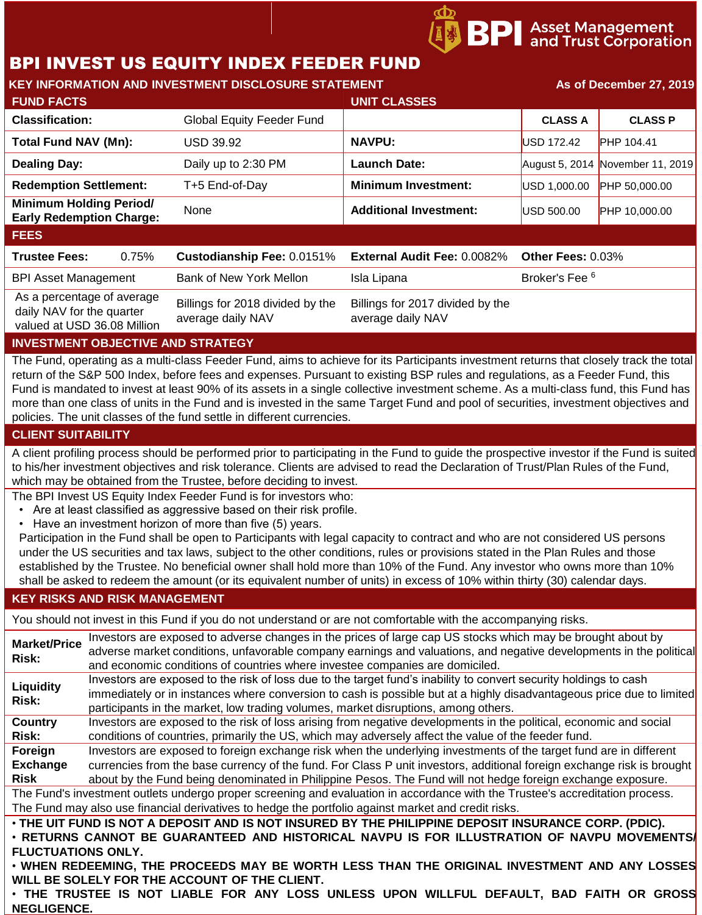# BPI INVEST US EQUITY INDEX FEEDER FUND

**KEY INFORMATION AND INVESTMENT DISCLOSURE STATEMENT** — **As of December 27, 2019**

| FUND FACTS | | UNIT CLASSES | | |
|---|---|---|---|---|
| | | | **CLASS A** | **CLASS P** |
| **Classification:** | Global Equity Feeder Fund | | | |
| **Total Fund NAV (Mn):** | USD 39.92 | **NAVPU:** | USD 172.42 | PHP 104.41 |
| **Dealing Day:** | Daily up to 2:30 PM | **Launch Date:** | August 5, 2014 | November 11, 2019 |
| **Redemption Settlement:** | T+5 End-of-Day | **Minimum Investment:** | USD 1,000.00 | PHP 50,000.00 |
| **Minimum Holding Period/ Early Redemption Charge:** | None | **Additional Investment:** | USD 500.00 | PHP 10,000.00 |

## FEES

| **Trustee Fees:** 0.75% | **Custodianship Fee:** 0.0151% | **External Audit Fee:** 0.0082% | **Other Fees:** 0.03% |
|---|---|---|---|
| BPI Asset Management | Bank of New York Mellon | Isla Lipana | Broker's Fee [6] |
| As a percentage of average daily NAV for the quarter valued at USD 36.08 Million | Billings for 2018 divided by the average daily NAV | Billings for 2017 divided by the average daily NAV | |

## INVESTMENT OBJECTIVE AND STRATEGY

The Fund, operating as a multi-class Feeder Fund, aims to achieve for its Participants investment returns that closely track the total return of the S&P 500 Index, before fees and expenses. Pursuant to existing BSP rules and regulations, as a Feeder Fund, this Fund is mandated to invest at least 90% of its assets in a single collective investment scheme. As a multi-class fund, this Fund has more than one class of units in the Fund and is invested in the same Target Fund and pool of securities, investment objectives and policies. The unit classes of the fund settle in different currencies.

## CLIENT SUITABILITY

A client profiling process should be performed prior to participating in the Fund to guide the prospective investor if the Fund is suited to his/her investment objectives and risk tolerance. Clients are advised to read the Declaration of Trust/Plan Rules of the Fund, which may be obtained from the Trustee, before deciding to invest.

The BPI Invest US Equity Index Feeder Fund is for investors who:

- Are at least classified as aggressive based on their risk profile.
- Have an investment horizon of more than five (5) years.

Participation in the Fund shall be open to Participants with legal capacity to contract and who are not considered US persons under the US securities and tax laws, subject to the other conditions, rules or provisions stated in the Plan Rules and those established by the Trustee. No beneficial owner shall hold more than 10% of the Fund. Any investor who owns more than 10% shall be asked to redeem the amount (or its equivalent number of units) in excess of 10% within thirty (30) calendar days.

## KEY RISKS AND RISK MANAGEMENT

You should not invest in this Fund if you do not understand or are not comfortable with the accompanying risks.

| | |
|---|---|
| **Market/Price Risk:** | Investors are exposed to adverse changes in the prices of large cap US stocks which may be brought about by adverse market conditions, unfavorable company earnings and valuations, and negative developments in the political and economic conditions of countries where investee companies are domiciled. |
| **Liquidity Risk:** | Investors are exposed to the risk of loss due to the target fund's inability to convert security holdings to cash immediately or in instances where conversion to cash is possible but at a highly disadvantageous price due to limited participants in the market, low trading volumes, market disruptions, among others. |
| **Country Risk:** | Investors are exposed to the risk of loss arising from negative developments in the political, economic and social conditions of countries, primarily the US, which may adversely affect the value of the feeder fund. |
| **Foreign Exchange Risk** | Investors are exposed to foreign exchange risk when the underlying investments of the target fund are in different currencies from the base currency of the fund. For Class P unit investors, additional foreign exchange risk is brought about by the Fund being denominated in Philippine Pesos. The Fund will not hedge foreign exchange exposure. |

The Fund's investment outlets undergo proper screening and evaluation in accordance with the Trustee's accreditation process. The Fund may also use financial derivatives to hedge the portfolio against market and credit risks.

- **THE UIT FUND IS NOT A DEPOSIT AND IS NOT INSURED BY THE PHILIPPINE DEPOSIT INSURANCE CORP. (PDIC).**
- **RETURNS CANNOT BE GUARANTEED AND HISTORICAL NAVPU IS FOR ILLUSTRATION OF NAVPU MOVEMENTS/ FLUCTUATIONS ONLY.**
- **WHEN REDEEMING, THE PROCEEDS MAY BE WORTH LESS THAN THE ORIGINAL INVESTMENT AND ANY LOSSES WILL BE SOLELY FOR THE ACCOUNT OF THE CLIENT.**
- **THE TRUSTEE IS NOT LIABLE FOR ANY LOSS UNLESS UPON WILLFUL DEFAULT, BAD FAITH OR GROSS NEGLIGENCE.**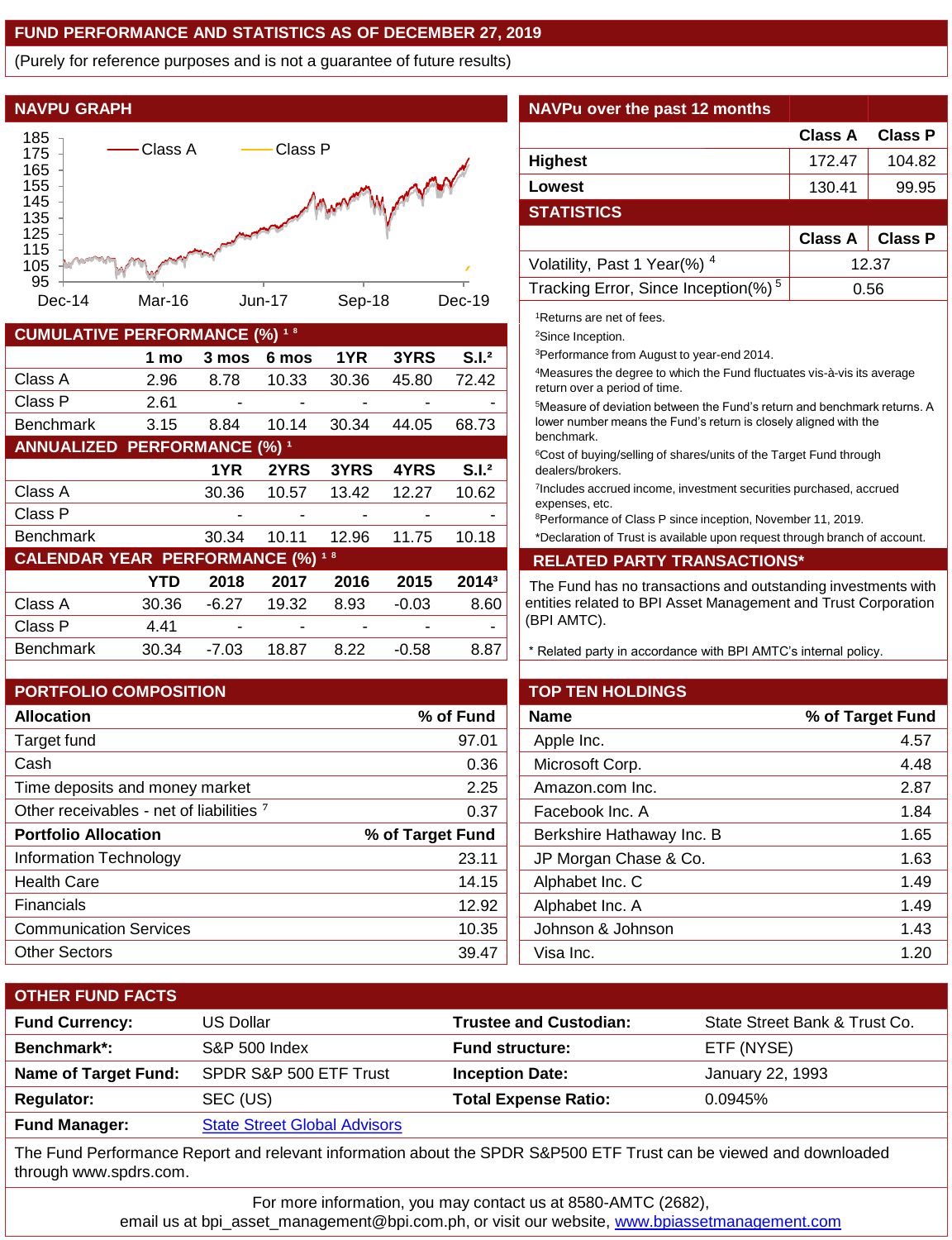## FUND PERFORMANCE AND STATISTICS AS OF DECEMBER 27, 2019

(Purely for reference purposes and is not a guarantee of future results)

### NAVPU GRAPH

### NAVPu over the past 12 months

| | Class A | Class P |
|---|---|---|
| **Highest** | 172.47 | 104.82 |
| **Lowest** | 130.41 | 99.95 |

### STATISTICS

| | Class A | Class P |
|---|---|---|
| Volatility, Past 1 Year(%) [4] | 12.37 | |
| Tracking Error, Since Inception(%) [5] | 0.56 | |

### CUMULATIVE PERFORMANCE (%) [1 8]

| | 1 mo | 3 mos | 6 mos | 1YR | 3YRS | S.I.[2] |
|---|---|---|---|---|---|---|
| Class A | 2.96 | 8.78 | 10.33 | 30.36 | 45.80 | 72.42 |
| Class P | 2.61 | - | - | - | - | - |
| Benchmark | 3.15 | 8.84 | 10.14 | 30.34 | 44.05 | 68.73 |

### ANNUALIZED PERFORMANCE (%) [1]

| | 1YR | 2YRS | 3YRS | 4YRS | S.I.[2] |
|---|---|---|---|---|---|
| Class A | 30.36 | 10.57 | 13.42 | 12.27 | 10.62 |
| Class P | - | - | - | - | - |
| Benchmark | 30.34 | 10.11 | 12.96 | 11.75 | 10.18 |

### CALENDAR YEAR PERFORMANCE (%) [1 8]

| | YTD | 2018 | 2017 | 2016 | 2015 | 2014[3] |
|---|---|---|---|---|---|---|
| Class A | 30.36 | -6.27 | 19.32 | 8.93 | -0.03 | 8.60 |
| Class P | 4.41 | - | - | - | - | - |
| Benchmark | 30.34 | -7.03 | 18.87 | 8.22 | -0.58 | 8.87 |

[1]Returns are net of fees.
[2]Since Inception.
[3]Performance from August to year-end 2014.
[4]Measures the degree to which the Fund fluctuates vis-à-vis its average return over a period of time.
[5]Measure of deviation between the Fund's return and benchmark returns. A lower number means the Fund's return is closely aligned with the benchmark.
[6]Cost of buying/selling of shares/units of the Target Fund through dealers/brokers.
[7]Includes accrued income, investment securities purchased, accrued expenses, etc.
[8]Performance of Class P since inception, November 11, 2019.
*Declaration of Trust is available upon request through branch of account.

### RELATED PARTY TRANSACTIONS*

The Fund has no transactions and outstanding investments with entities related to BPI Asset Management and Trust Corporation (BPI AMTC).

\* Related party in accordance with BPI AMTC's internal policy.

### PORTFOLIO COMPOSITION

| Allocation | % of Fund |
|---|---|
| Target fund | 97.01 |
| Cash | 0.36 |
| Time deposits and money market | 2.25 |
| Other receivables - net of liabilities [7] | 0.37 |
| **Portfolio Allocation** | **% of Target Fund** |
| Information Technology | 23.11 |
| Health Care | 14.15 |
| Financials | 12.92 |
| Communication Services | 10.35 |
| Other Sectors | 39.47 |

### TOP TEN HOLDINGS

| Name | % of Target Fund |
|---|---|
| Apple Inc. | 4.57 |
| Microsoft Corp. | 4.48 |
| Amazon.com Inc. | 2.87 |
| Facebook Inc. A | 1.84 |
| Berkshire Hathaway Inc. B | 1.65 |
| JP Morgan Chase & Co. | 1.63 |
| Alphabet Inc. C | 1.49 |
| Alphabet Inc. A | 1.49 |
| Johnson & Johnson | 1.43 |
| Visa Inc. | 1.20 |

### OTHER FUND FACTS

| | | | |
|---|---|---|---|
| **Fund Currency:** | US Dollar | **Trustee and Custodian:** | State Street Bank & Trust Co. |
| **Benchmark\*:** | S&P 500 Index | **Fund structure:** | ETF (NYSE) |
| **Name of Target Fund:** | SPDR S&P 500 ETF Trust | **Inception Date:** | January 22, 1993 |
| **Regulator:** | SEC (US) | **Total Expense Ratio:** | 0.0945% |
| **Fund Manager:** | State Street Global Advisors | | |

The Fund Performance Report and relevant information about the SPDR S&P500 ETF Trust can be viewed and downloaded through www.spdrs.com.

For more information, you may contact us at 8580-AMTC (2682), email us at bpi_asset_management@bpi.com.ph, or visit our website, www.bpiassetmanagement.com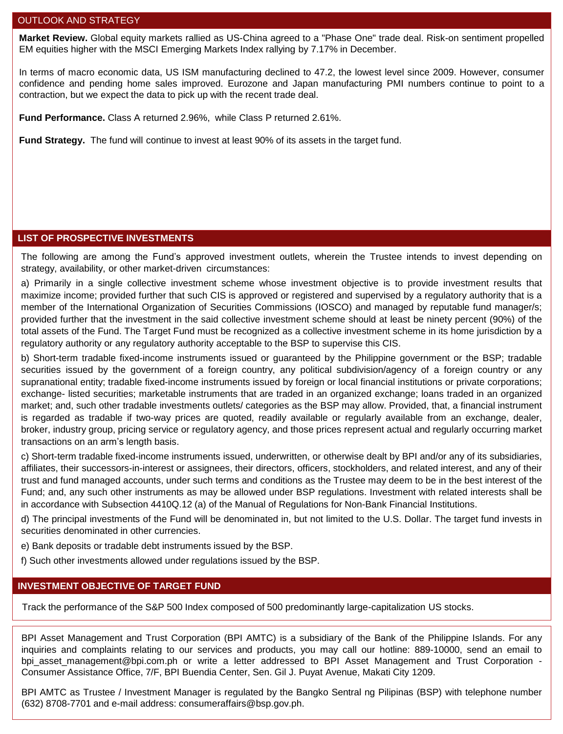## OUTLOOK AND STRATEGY

**Market Review.** Global equity markets rallied as US-China agreed to a "Phase One" trade deal. Risk-on sentiment propelled EM equities higher with the MSCI Emerging Markets Index rallying by 7.17% in December.

In terms of macro economic data, US ISM manufacturing declined to 47.2, the lowest level since 2009. However, consumer confidence and pending home sales improved. Eurozone and Japan manufacturing PMI numbers continue to point to a contraction, but we expect the data to pick up with the recent trade deal.

**Fund Performance.** Class A returned 2.96%, while Class P returned 2.61%.

**Fund Strategy.** The fund will continue to invest at least 90% of its assets in the target fund.

## LIST OF PROSPECTIVE INVESTMENTS

The following are among the Fund's approved investment outlets, wherein the Trustee intends to invest depending on strategy, availability, or other market-driven circumstances:

a) Primarily in a single collective investment scheme whose investment objective is to provide investment results that maximize income; provided further that such CIS is approved or registered and supervised by a regulatory authority that is a member of the International Organization of Securities Commissions (IOSCO) and managed by reputable fund manager/s; provided further that the investment in the said collective investment scheme should at least be ninety percent (90%) of the total assets of the Fund. The Target Fund must be recognized as a collective investment scheme in its home jurisdiction by a regulatory authority or any regulatory authority acceptable to the BSP to supervise this CIS.

b) Short-term tradable fixed-income instruments issued or guaranteed by the Philippine government or the BSP; tradable securities issued by the government of a foreign country, any political subdivision/agency of a foreign country or any supranational entity; tradable fixed-income instruments issued by foreign or local financial institutions or private corporations; exchange- listed securities; marketable instruments that are traded in an organized exchange; loans traded in an organized market; and, such other tradable investments outlets/ categories as the BSP may allow. Provided, that, a financial instrument is regarded as tradable if two-way prices are quoted, readily available or regularly available from an exchange, dealer, broker, industry group, pricing service or regulatory agency, and those prices represent actual and regularly occurring market transactions on an arm's length basis.

c) Short-term tradable fixed-income instruments issued, underwritten, or otherwise dealt by BPI and/or any of its subsidiaries, affiliates, their successors-in-interest or assignees, their directors, officers, stockholders, and related interest, and any of their trust and fund managed accounts, under such terms and conditions as the Trustee may deem to be in the best interest of the Fund; and, any such other instruments as may be allowed under BSP regulations. Investment with related interests shall be in accordance with Subsection 4410Q.12 (a) of the Manual of Regulations for Non-Bank Financial Institutions.

d) The principal investments of the Fund will be denominated in, but not limited to the U.S. Dollar. The target fund invests in securities denominated in other currencies.

e) Bank deposits or tradable debt instruments issued by the BSP.

f) Such other investments allowed under regulations issued by the BSP.

## INVESTMENT OBJECTIVE OF TARGET FUND

Track the performance of the S&P 500 Index composed of 500 predominantly large-capitalization US stocks.

BPI Asset Management and Trust Corporation (BPI AMTC) is a subsidiary of the Bank of the Philippine Islands. For any inquiries and complaints relating to our services and products, you may call our hotline: 889-10000, send an email to bpi_asset_management@bpi.com.ph or write a letter addressed to BPI Asset Management and Trust Corporation - Consumer Assistance Office, 7/F, BPI Buendia Center, Sen. Gil J. Puyat Avenue, Makati City 1209.

BPI AMTC as Trustee / Investment Manager is regulated by the Bangko Sentral ng Pilipinas (BSP) with telephone number (632) 8708-7701 and e-mail address: consumeraffairs@bsp.gov.ph.